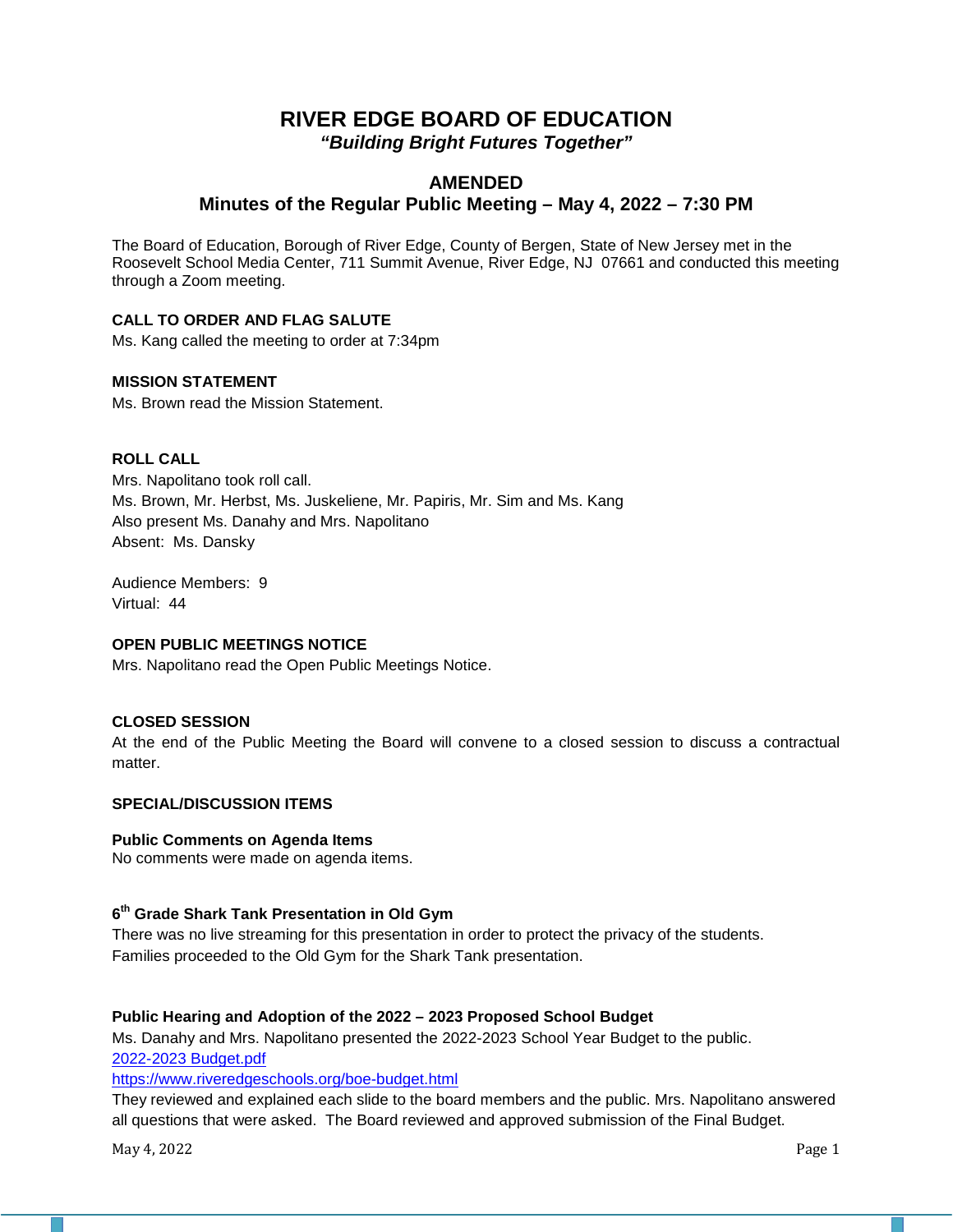# RIVER EDGE BOARD OF EDUCATION

***"Building Bright Futures Together"***

## AMENDED

## Minutes of the Regular Public Meeting – May 4, 2022 – 7:30 PM

The Board of Education, Borough of River Edge, County of Bergen, State of New Jersey met in the Roosevelt School Media Center, 711 Summit Avenue, River Edge, NJ 07661 and conducted this meeting through a Zoom meeting.

**CALL TO ORDER AND FLAG SALUTE**

Ms. Kang called the meeting to order at 7:34pm

**MISSION STATEMENT**

Ms. Brown read the Mission Statement.

**ROLL CALL**

Mrs. Napolitano took roll call.
Ms. Brown, Mr. Herbst, Ms. Juskeliene, Mr. Papiris, Mr. Sim and Ms. Kang
Also present Ms. Danahy and Mrs. Napolitano
Absent: Ms. Dansky

Audience Members: 9
Virtual: 44

**OPEN PUBLIC MEETINGS NOTICE**

Mrs. Napolitano read the Open Public Meetings Notice.

**CLOSED SESSION**

At the end of the Public Meeting the Board will convene to a closed session to discuss a contractual matter.

**SPECIAL/DISCUSSION ITEMS**

**Public Comments on Agenda Items**

No comments were made on agenda items.

**6th Grade Shark Tank Presentation in Old Gym**

There was no live streaming for this presentation in order to protect the privacy of the students.
Families proceeded to the Old Gym for the Shark Tank presentation.

**Public Hearing and Adoption of the 2022 – 2023 Proposed School Budget**

Ms. Danahy and Mrs. Napolitano presented the 2022-2023 School Year Budget to the public.
2022-2023 Budget.pdf
https://www.riveredgeschools.org/boe-budget.html
They reviewed and explained each slide to the board members and the public. Mrs. Napolitano answered all questions that were asked. The Board reviewed and approved submission of the Final Budget.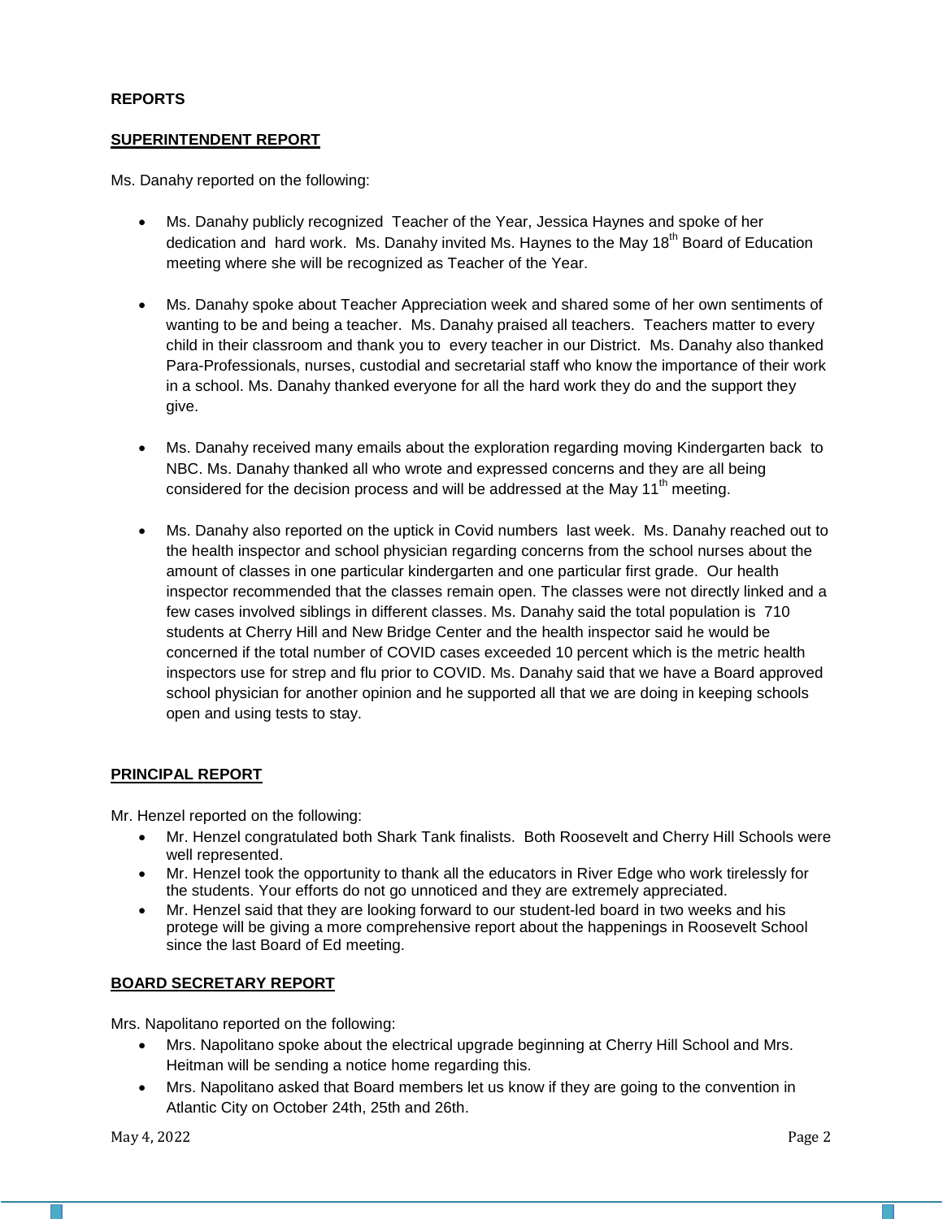**REPORTS**

**SUPERINTENDENT REPORT**

Ms. Danahy reported on the following:

- Ms. Danahy publicly recognized Teacher of the Year, Jessica Haynes and spoke of her dedication and hard work. Ms. Danahy invited Ms. Haynes to the May 18th Board of Education meeting where she will be recognized as Teacher of the Year.

- Ms. Danahy spoke about Teacher Appreciation week and shared some of her own sentiments of wanting to be and being a teacher. Ms. Danahy praised all teachers. Teachers matter to every child in their classroom and thank you to every teacher in our District. Ms. Danahy also thanked Para-Professionals, nurses, custodial and secretarial staff who know the importance of their work in a school. Ms. Danahy thanked everyone for all the hard work they do and the support they give.

- Ms. Danahy received many emails about the exploration regarding moving Kindergarten back to NBC. Ms. Danahy thanked all who wrote and expressed concerns and they are all being considered for the decision process and will be addressed at the May 11th meeting.

- Ms. Danahy also reported on the uptick in Covid numbers last week. Ms. Danahy reached out to the health inspector and school physician regarding concerns from the school nurses about the amount of classes in one particular kindergarten and one particular first grade. Our health inspector recommended that the classes remain open. The classes were not directly linked and a few cases involved siblings in different classes. Ms. Danahy said the total population is 710 students at Cherry Hill and New Bridge Center and the health inspector said he would be concerned if the total number of COVID cases exceeded 10 percent which is the metric health inspectors use for strep and flu prior to COVID. Ms. Danahy said that we have a Board approved school physician for another opinion and he supported all that we are doing in keeping schools open and using tests to stay.

**PRINCIPAL REPORT**

Mr. Henzel reported on the following:

- Mr. Henzel congratulated both Shark Tank finalists. Both Roosevelt and Cherry Hill Schools were well represented.
- Mr. Henzel took the opportunity to thank all the educators in River Edge who work tirelessly for the students. Your efforts do not go unnoticed and they are extremely appreciated.
- Mr. Henzel said that they are looking forward to our student-led board in two weeks and his protege will be giving a more comprehensive report about the happenings in Roosevelt School since the last Board of Ed meeting.

**BOARD SECRETARY REPORT**

Mrs. Napolitano reported on the following:

- Mrs. Napolitano spoke about the electrical upgrade beginning at Cherry Hill School and Mrs. Heitman will be sending a notice home regarding this.
- Mrs. Napolitano asked that Board members let us know if they are going to the convention in Atlantic City on October 24th, 25th and 26th.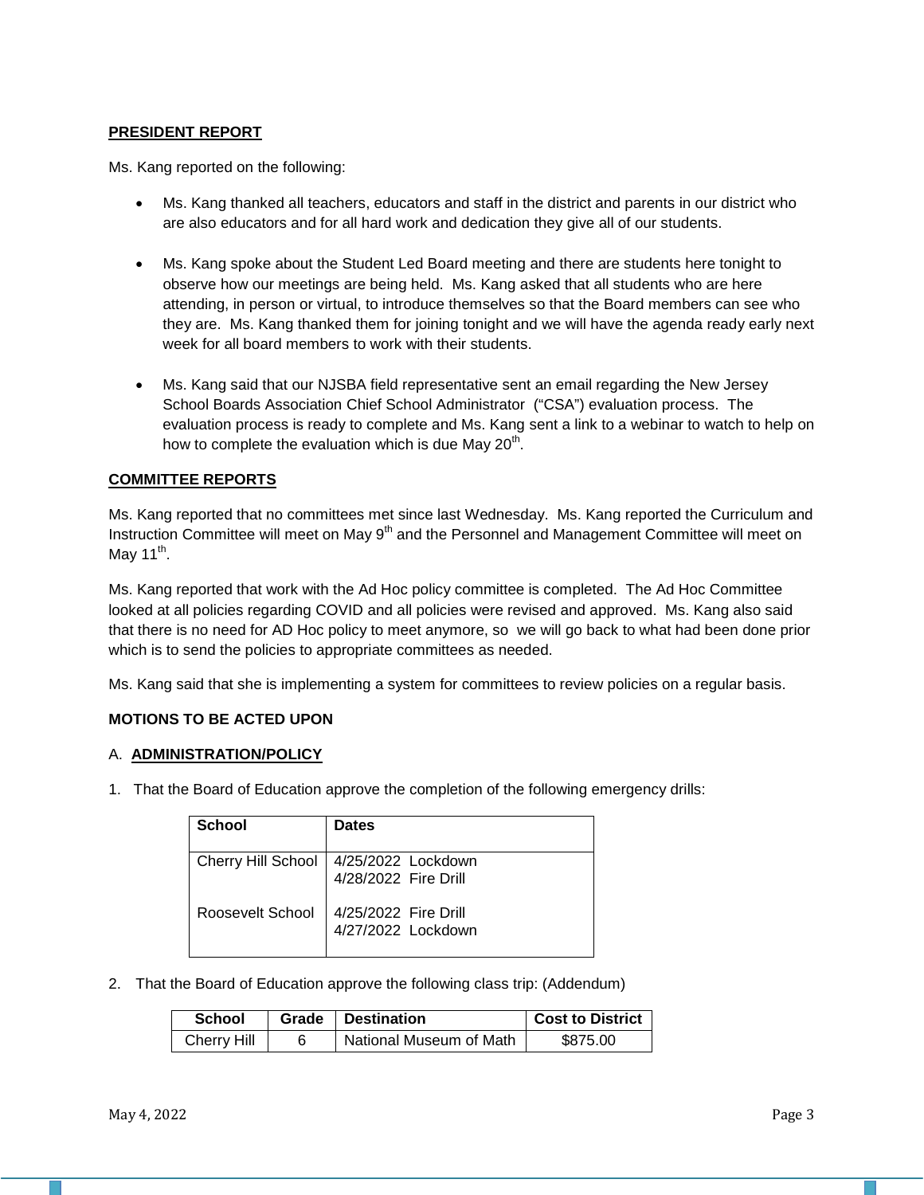**PRESIDENT REPORT**

Ms. Kang reported on the following:

- Ms. Kang thanked all teachers, educators and staff in the district and parents in our district who are also educators and for all hard work and dedication they give all of our students.

- Ms. Kang spoke about the Student Led Board meeting and there are students here tonight to observe how our meetings are being held. Ms. Kang asked that all students who are here attending, in person or virtual, to introduce themselves so that the Board members can see who they are. Ms. Kang thanked them for joining tonight and we will have the agenda ready early next week for all board members to work with their students.

- Ms. Kang said that our NJSBA field representative sent an email regarding the New Jersey School Boards Association Chief School Administrator ("CSA") evaluation process. The evaluation process is ready to complete and Ms. Kang sent a link to a webinar to watch to help on how to complete the evaluation which is due May 20th.

**COMMITTEE REPORTS**

Ms. Kang reported that no committees met since last Wednesday. Ms. Kang reported the Curriculum and Instruction Committee will meet on May 9th and the Personnel and Management Committee will meet on May 11th.

Ms. Kang reported that work with the Ad Hoc policy committee is completed. The Ad Hoc Committee looked at all policies regarding COVID and all policies were revised and approved. Ms. Kang also said that there is no need for AD Hoc policy to meet anymore, so we will go back to what had been done prior which is to send the policies to appropriate committees as needed.

Ms. Kang said that she is implementing a system for committees to review policies on a regular basis.

**MOTIONS TO BE ACTED UPON**

A. **ADMINISTRATION/POLICY**

1. That the Board of Education approve the completion of the following emergency drills:

| School | Dates |
|---|---|
| Cherry Hill School | 4/25/2022 Lockdown<br>4/28/2022 Fire Drill |
| Roosevelt School | 4/25/2022 Fire Drill<br>4/27/2022 Lockdown |

2. That the Board of Education approve the following class trip: (Addendum)

| School | Grade | Destination | Cost to District |
|---|---|---|---|
| Cherry Hill | 6 | National Museum of Math | $875.00 |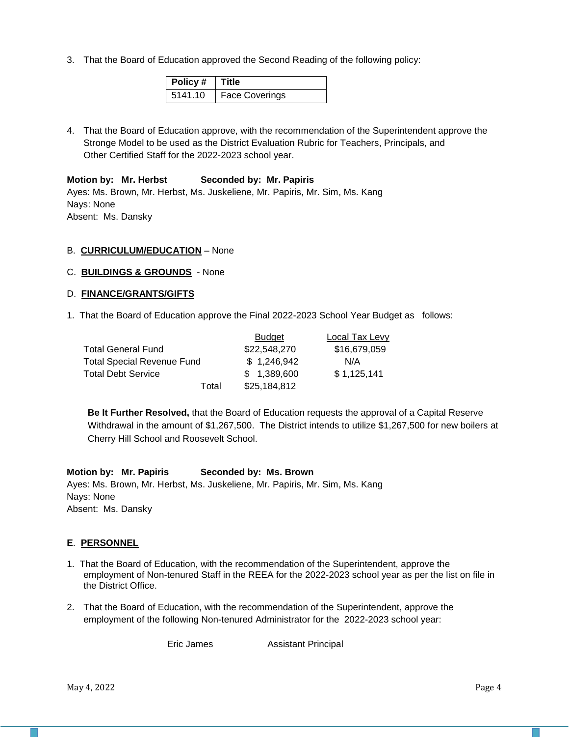3. That the Board of Education approved the Second Reading of the following policy:

| Policy # | Title |
|---|---|
| 5141.10 | Face Coverings |

4. That the Board of Education approve, with the recommendation of the Superintendent approve the Stronge Model to be used as the District Evaluation Rubric for Teachers, Principals, and Other Certified Staff for the 2022-2023 school year.

**Motion by: Mr. Herbst Seconded by: Mr. Papiris**
Ayes: Ms. Brown, Mr. Herbst, Ms. Juskeliene, Mr. Papiris, Mr. Sim, Ms. Kang
Nays: None
Absent: Ms. Dansky

B. **CURRICULUM/EDUCATION** – None

C. **BUILDINGS & GROUNDS** - None

D. **FINANCE/GRANTS/GIFTS**

1. That the Board of Education approve the Final 2022-2023 School Year Budget as follows:

| | Budget | Local Tax Levy |
|---|---|---|
| Total General Fund | $22,548,270 | $16,679,059 |
| Total Special Revenue Fund | $ 1,246,942 | N/A |
| Total Debt Service | $ 1,389,600 | $ 1,125,141 |
| Total | $25,184,812 | |

**Be It Further Resolved,** that the Board of Education requests the approval of a Capital Reserve Withdrawal in the amount of $1,267,500. The District intends to utilize $1,267,500 for new boilers at Cherry Hill School and Roosevelt School.

**Motion by: Mr. Papiris Seconded by: Ms. Brown**
Ayes: Ms. Brown, Mr. Herbst, Ms. Juskeliene, Mr. Papiris, Mr. Sim, Ms. Kang
Nays: None
Absent: Ms. Dansky

**E**. **PERSONNEL**

1. That the Board of Education, with the recommendation of the Superintendent, approve the employment of Non-tenured Staff in the REEA for the 2022-2023 school year as per the list on file in the District Office.

2. That the Board of Education, with the recommendation of the Superintendent, approve the employment of the following Non-tenured Administrator for the 2022-2023 school year:

| | |
|---|---|
| Eric James | Assistant Principal |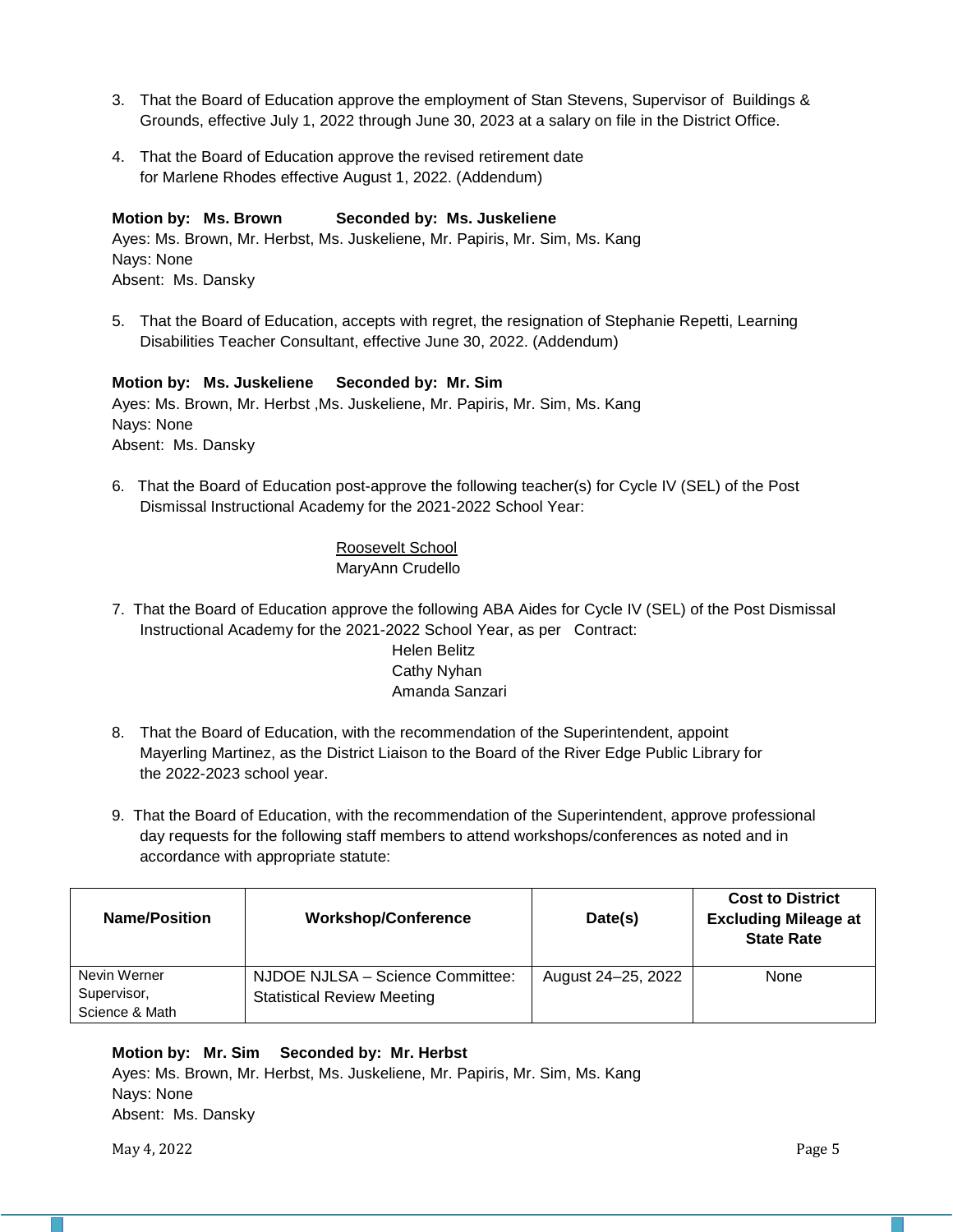3. That the Board of Education approve the employment of Stan Stevens, Supervisor of Buildings & Grounds, effective July 1, 2022 through June 30, 2023 at a salary on file in the District Office.

4. That the Board of Education approve the revised retirement date for Marlene Rhodes effective August 1, 2022. (Addendum)

**Motion by: Ms. Brown Seconded by: Ms. Juskeliene**
Ayes: Ms. Brown, Mr. Herbst, Ms. Juskeliene, Mr. Papiris, Mr. Sim, Ms. Kang
Nays: None
Absent: Ms. Dansky

5. That the Board of Education, accepts with regret, the resignation of Stephanie Repetti, Learning Disabilities Teacher Consultant, effective June 30, 2022. (Addendum)

**Motion by: Ms. Juskeliene Seconded by: Mr. Sim**
Ayes: Ms. Brown, Mr. Herbst ,Ms. Juskeliene, Mr. Papiris, Mr. Sim, Ms. Kang
Nays: None
Absent: Ms. Dansky

6. That the Board of Education post-approve the following teacher(s) for Cycle IV (SEL) of the Post Dismissal Instructional Academy for the 2021-2022 School Year:

   Roosevelt School
   MaryAnn Crudello

7. That the Board of Education approve the following ABA Aides for Cycle IV (SEL) of the Post Dismissal Instructional Academy for the 2021-2022 School Year, as per Contract:

   Helen Belitz
   Cathy Nyhan
   Amanda Sanzari

8. That the Board of Education, with the recommendation of the Superintendent, appoint Mayerling Martinez, as the District Liaison to the Board of the River Edge Public Library for the 2022-2023 school year.

9. That the Board of Education, with the recommendation of the Superintendent, approve professional day requests for the following staff members to attend workshops/conferences as noted and in accordance with appropriate statute:

| Name/Position | Workshop/Conference | Date(s) | Cost to District Excluding Mileage at State Rate |
| --- | --- | --- | --- |
| Nevin Werner Supervisor, Science & Math | NJDOE NJLSA – Science Committee: Statistical Review Meeting | August 24–25, 2022 | None |

**Motion by: Mr. Sim Seconded by: Mr. Herbst**
Ayes: Ms. Brown, Mr. Herbst, Ms. Juskeliene, Mr. Papiris, Mr. Sim, Ms. Kang
Nays: None
Absent: Ms. Dansky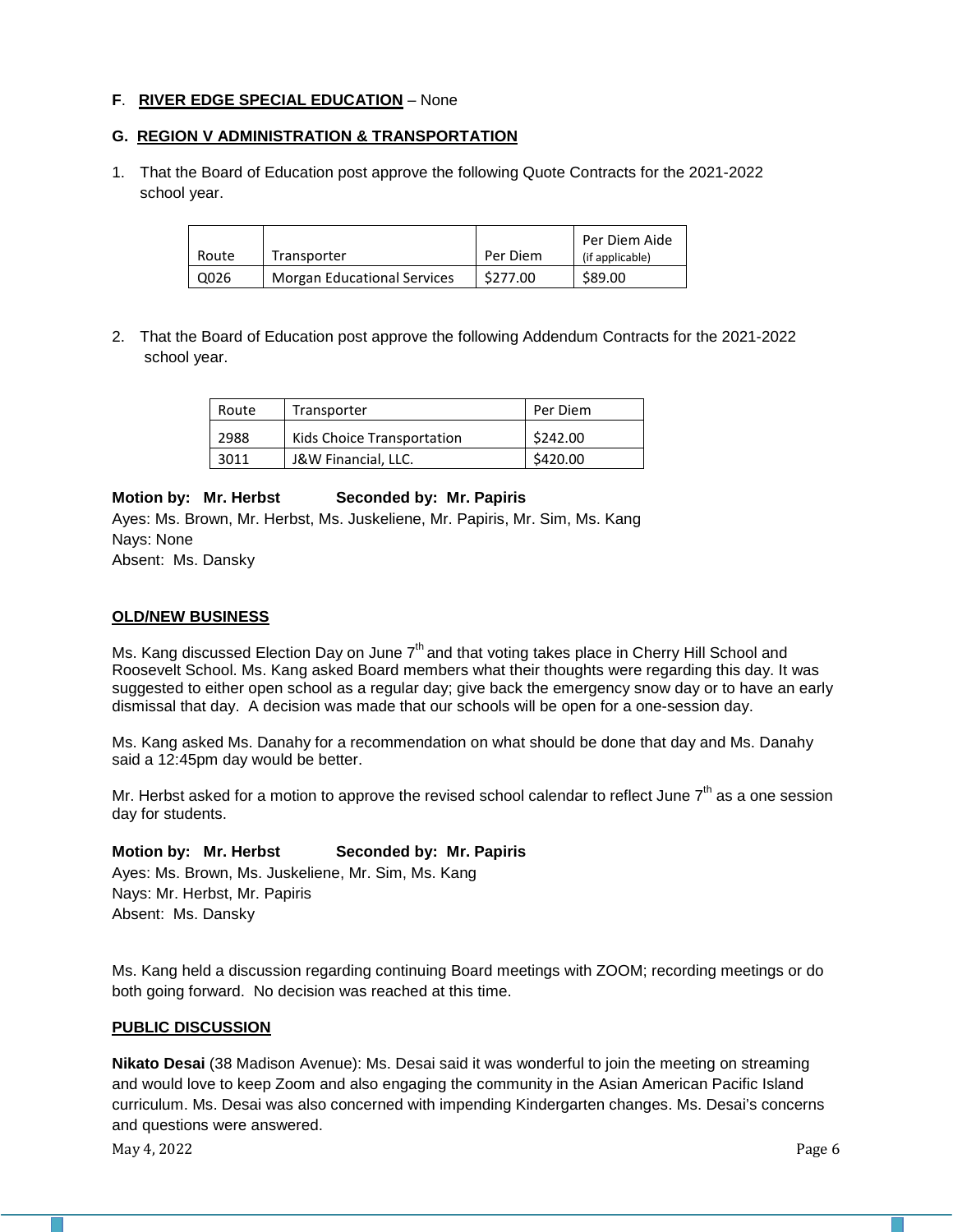**F**. **RIVER EDGE SPECIAL EDUCATION** – None

**G. REGION V ADMINISTRATION & TRANSPORTATION**

1. That the Board of Education post approve the following Quote Contracts for the 2021-2022 school year.

| Route | Transporter | Per Diem | Per Diem Aide (if applicable) |
|---|---|---|---|
| Q026 | Morgan Educational Services | $277.00 | $89.00 |

2. That the Board of Education post approve the following Addendum Contracts for the 2021-2022 school year.

| Route | Transporter | Per Diem |
|---|---|---|
| 2988 | Kids Choice Transportation | $242.00 |
| 3011 | J&W Financial, LLC. | $420.00 |

**Motion by: Mr. Herbst Seconded by: Mr. Papiris**
Ayes: Ms. Brown, Mr. Herbst, Ms. Juskeliene, Mr. Papiris, Mr. Sim, Ms. Kang
Nays: None
Absent: Ms. Dansky

**OLD/NEW BUSINESS**

Ms. Kang discussed Election Day on June 7th and that voting takes place in Cherry Hill School and Roosevelt School. Ms. Kang asked Board members what their thoughts were regarding this day. It was suggested to either open school as a regular day; give back the emergency snow day or to have an early dismissal that day. A decision was made that our schools will be open for a one-session day.

Ms. Kang asked Ms. Danahy for a recommendation on what should be done that day and Ms. Danahy said a 12:45pm day would be better.

Mr. Herbst asked for a motion to approve the revised school calendar to reflect June 7th as a one session day for students.

**Motion by: Mr. Herbst Seconded by: Mr. Papiris**
Ayes: Ms. Brown, Ms. Juskeliene, Mr. Sim, Ms. Kang
Nays: Mr. Herbst, Mr. Papiris
Absent: Ms. Dansky

Ms. Kang held a discussion regarding continuing Board meetings with ZOOM; recording meetings or do both going forward. No decision was reached at this time.

**PUBLIC DISCUSSION**

**Nikato Desai** (38 Madison Avenue): Ms. Desai said it was wonderful to join the meeting on streaming and would love to keep Zoom and also engaging the community in the Asian American Pacific Island curriculum. Ms. Desai was also concerned with impending Kindergarten changes. Ms. Desai's concerns and questions were answered.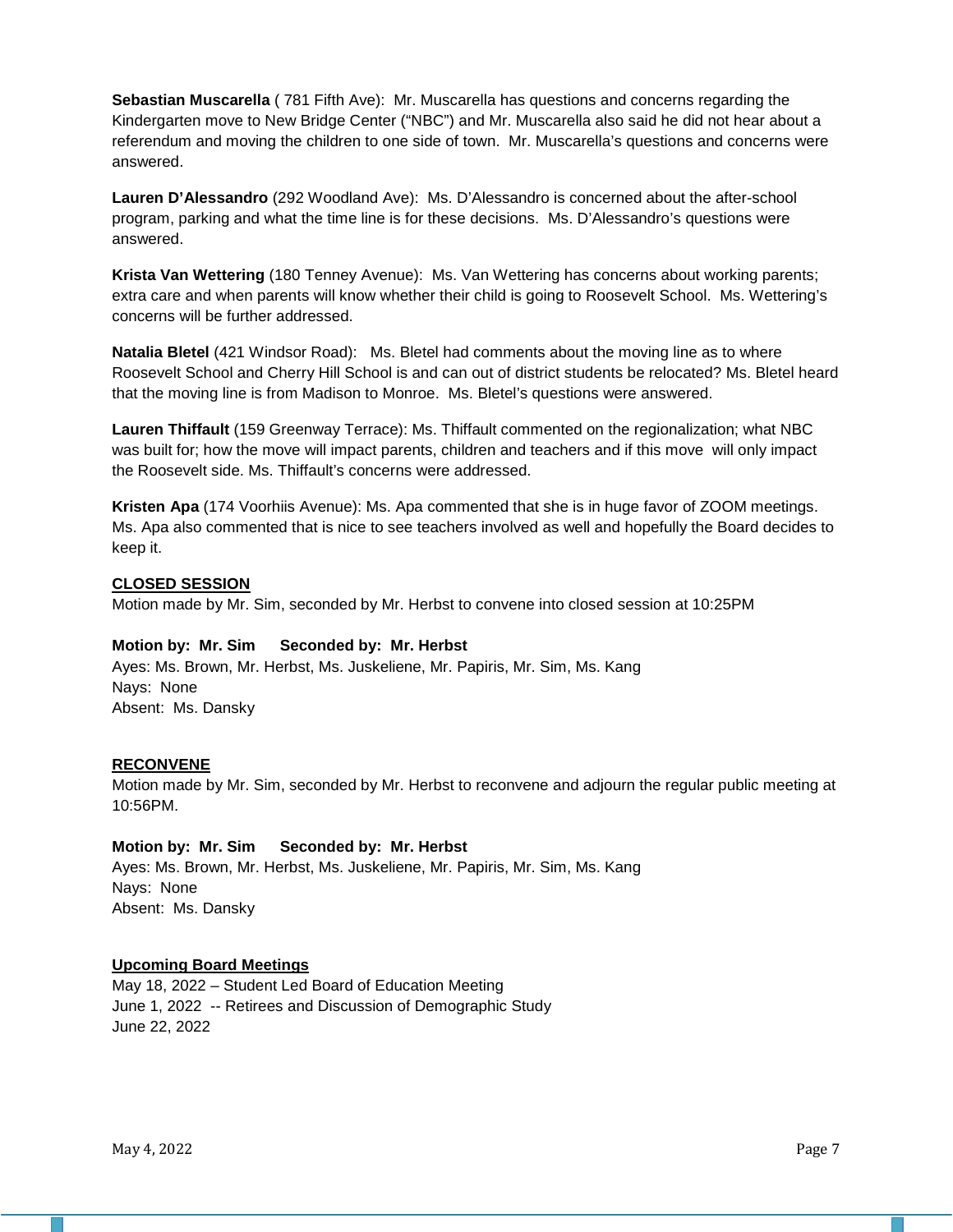**Sebastian Muscarella** ( 781 Fifth Ave): Mr. Muscarella has questions and concerns regarding the Kindergarten move to New Bridge Center ("NBC") and Mr. Muscarella also said he did not hear about a referendum and moving the children to one side of town. Mr. Muscarella's questions and concerns were answered.

**Lauren D'Alessandro** (292 Woodland Ave): Ms. D'Alessandro is concerned about the after-school program, parking and what the time line is for these decisions. Ms. D'Alessandro's questions were answered.

**Krista Van Wettering** (180 Tenney Avenue): Ms. Van Wettering has concerns about working parents; extra care and when parents will know whether their child is going to Roosevelt School. Ms. Wettering's concerns will be further addressed.

**Natalia Bletel** (421 Windsor Road): Ms. Bletel had comments about the moving line as to where Roosevelt School and Cherry Hill School is and can out of district students be relocated? Ms. Bletel heard that the moving line is from Madison to Monroe. Ms. Bletel's questions were answered.

**Lauren Thiffault** (159 Greenway Terrace): Ms. Thiffault commented on the regionalization; what NBC was built for; how the move will impact parents, children and teachers and if this move will only impact the Roosevelt side. Ms. Thiffault's concerns were addressed.

**Kristen Apa** (174 Voorhiis Avenue): Ms. Apa commented that she is in huge favor of ZOOM meetings. Ms. Apa also commented that is nice to see teachers involved as well and hopefully the Board decides to keep it.

**CLOSED SESSION**

Motion made by Mr. Sim, seconded by Mr. Herbst to convene into closed session at 10:25PM

**Motion by: Mr. Sim Seconded by: Mr. Herbst**
Ayes: Ms. Brown, Mr. Herbst, Ms. Juskeliene, Mr. Papiris, Mr. Sim, Ms. Kang
Nays: None
Absent: Ms. Dansky

**RECONVENE**

Motion made by Mr. Sim, seconded by Mr. Herbst to reconvene and adjourn the regular public meeting at 10:56PM.

**Motion by: Mr. Sim Seconded by: Mr. Herbst**
Ayes: Ms. Brown, Mr. Herbst, Ms. Juskeliene, Mr. Papiris, Mr. Sim, Ms. Kang
Nays: None
Absent: Ms. Dansky

**Upcoming Board Meetings**

May 18, 2022 – Student Led Board of Education Meeting
June 1, 2022 -- Retirees and Discussion of Demographic Study
June 22, 2022